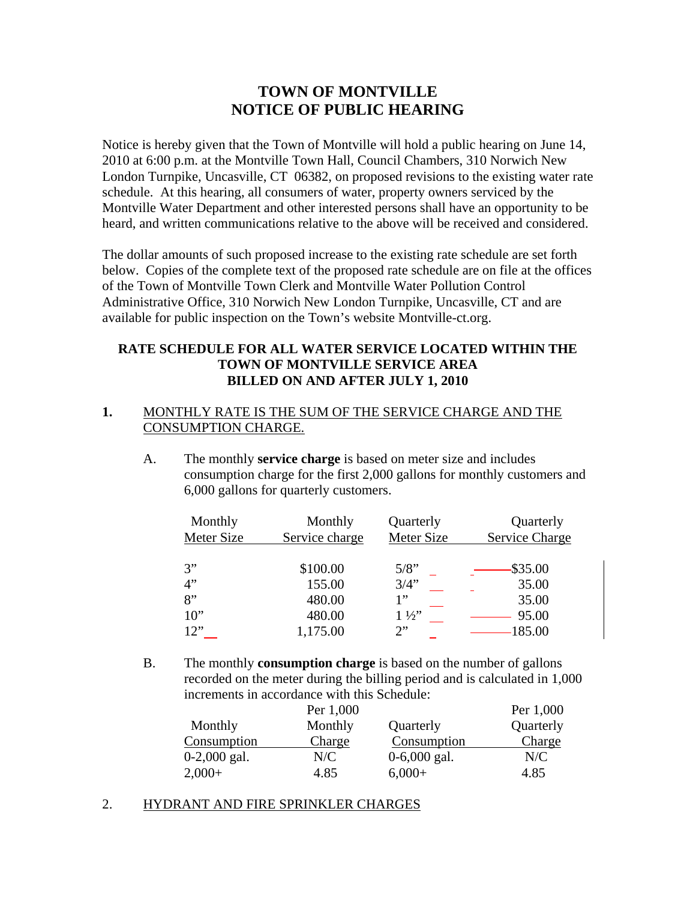# TOWN OF MONTVILLE
# NOTICE OF PUBLIC HEARING

Notice is hereby given that the Town of Montville will hold a public hearing on June 14, 2010 at 6:00 p.m. at the Montville Town Hall, Council Chambers, 310 Norwich New London Turnpike, Uncasville, CT 06382, on proposed revisions to the existing water rate schedule. At this hearing, all consumers of water, property owners serviced by the Montville Water Department and other interested persons shall have an opportunity to be heard, and written communications relative to the above will be received and considered.

The dollar amounts of such proposed increase to the existing rate schedule are set forth below. Copies of the complete text of the proposed rate schedule are on file at the offices of the Town of Montville Town Clerk and Montville Water Pollution Control Administrative Office, 310 Norwich New London Turnpike, Uncasville, CT and are available for public inspection on the Town's website Montville-ct.org.

**RATE SCHEDULE FOR ALL WATER SERVICE LOCATED WITHIN THE TOWN OF MONTVILLE SERVICE AREA BILLED ON AND AFTER JULY 1, 2010**

**1.** MONTHLY RATE IS THE SUM OF THE SERVICE CHARGE AND THE CONSUMPTION CHARGE.

A. The monthly **service charge** is based on meter size and includes consumption charge for the first 2,000 gallons for monthly customers and 6,000 gallons for quarterly customers.

| Monthly Meter Size | Monthly Service charge | Quarterly Meter Size | Quarterly Service Charge |
|---|---|---|---|
| 3" | $100.00 | 5/8" | $35.00 |
| 4" | 155.00 | 3/4" | 35.00 |
| 8" | 480.00 | 1" | 35.00 |
| 10" | 480.00 | 1 ½" | 95.00 |
| 12" | 1,175.00 | 2" | 185.00 |

B. The monthly **consumption charge** is based on the number of gallons recorded on the meter during the billing period and is calculated in 1,000 increments in accordance with this Schedule:

| Monthly Consumption | Per 1,000 Monthly Charge | Quarterly Consumption | Per 1,000 Quarterly Charge |
|---|---|---|---|
| 0-2,000 gal. | N/C | 0-6,000 gal. | N/C |
| 2,000+ | 4.85 | 6,000+ | 4.85 |

2. HYDRANT AND FIRE SPRINKLER CHARGES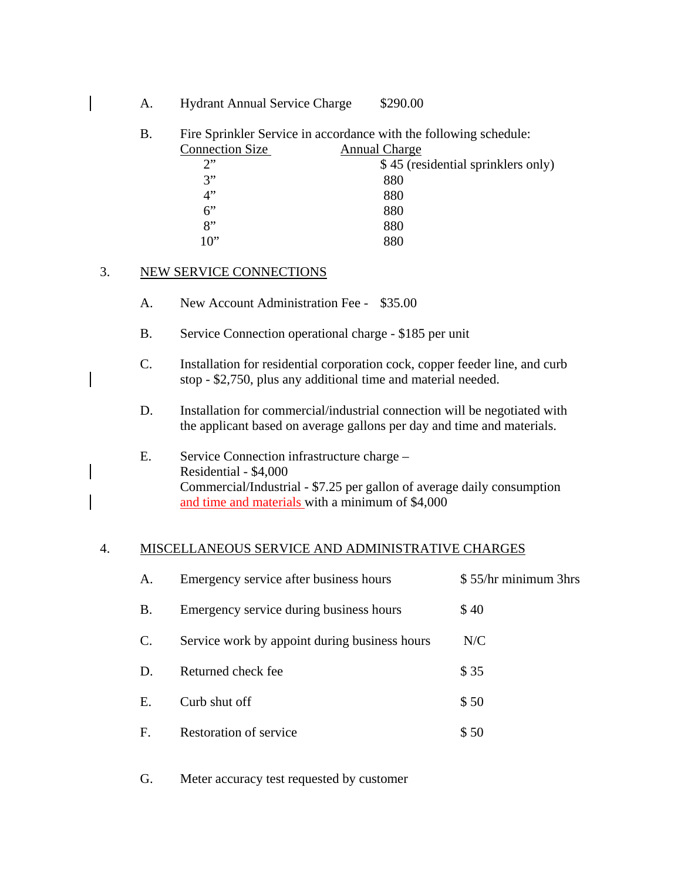A. Hydrant Annual Service Charge $290.00

B. Fire Sprinkler Service in accordance with the following schedule:

| Connection Size | Annual Charge |
|---|---|
| 2” | $ 45 (residential sprinklers only) |
| 3” | 880 |
| 4” | 880 |
| 6” | 880 |
| 8” | 880 |
| 10” | 880 |

3. NEW SERVICE CONNECTIONS

A. New Account Administration Fee - $35.00

B. Service Connection operational charge - $185 per unit

C. Installation for residential corporation cock, copper feeder line, and curb stop - $2,750, plus any additional time and material needed.

D. Installation for commercial/industrial connection will be negotiated with the applicant based on average gallons per day and time and materials.

E. Service Connection infrastructure charge –
Residential - $4,000
Commercial/Industrial - $7.25 per gallon of average daily consumption and time and materials with a minimum of $4,000

4. MISCELLANEOUS SERVICE AND ADMINISTRATIVE CHARGES

| | | |
|---|---|---|
| A. | Emergency service after business hours | $ 55/hr minimum 3hrs |
| B. | Emergency service during business hours | $ 40 |
| C. | Service work by appoint during business hours | N/C |
| D. | Returned check fee | $ 35 |
| E. | Curb shut off | $ 50 |
| F. | Restoration of service | $ 50 |

G. Meter accuracy test requested by customer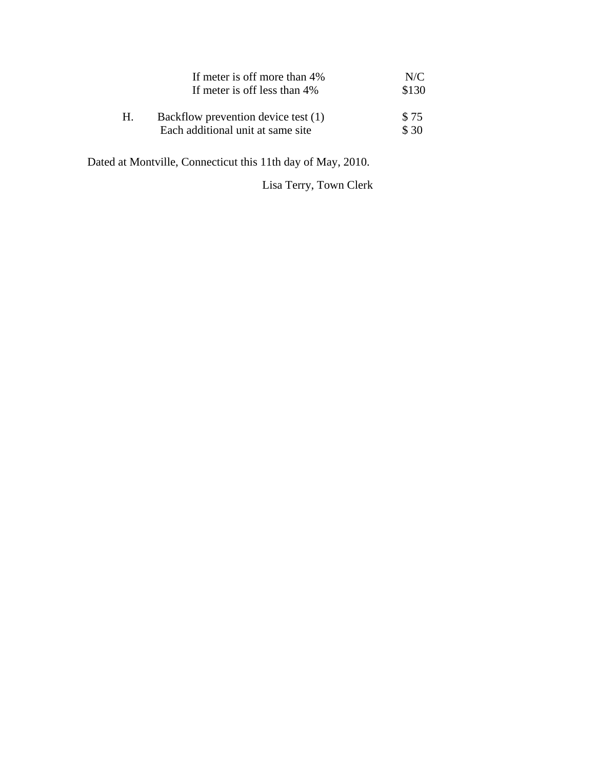| | | |
|---|---|---|
| | If meter is off more than 4% | N/C |
| | If meter is off less than 4% | $130 |
| H. | Backflow prevention device test (1) | $ 75 |
| | Each additional unit at same site | $ 30 |

Dated at Montville, Connecticut this 11th day of May, 2010.

Lisa Terry, Town Clerk